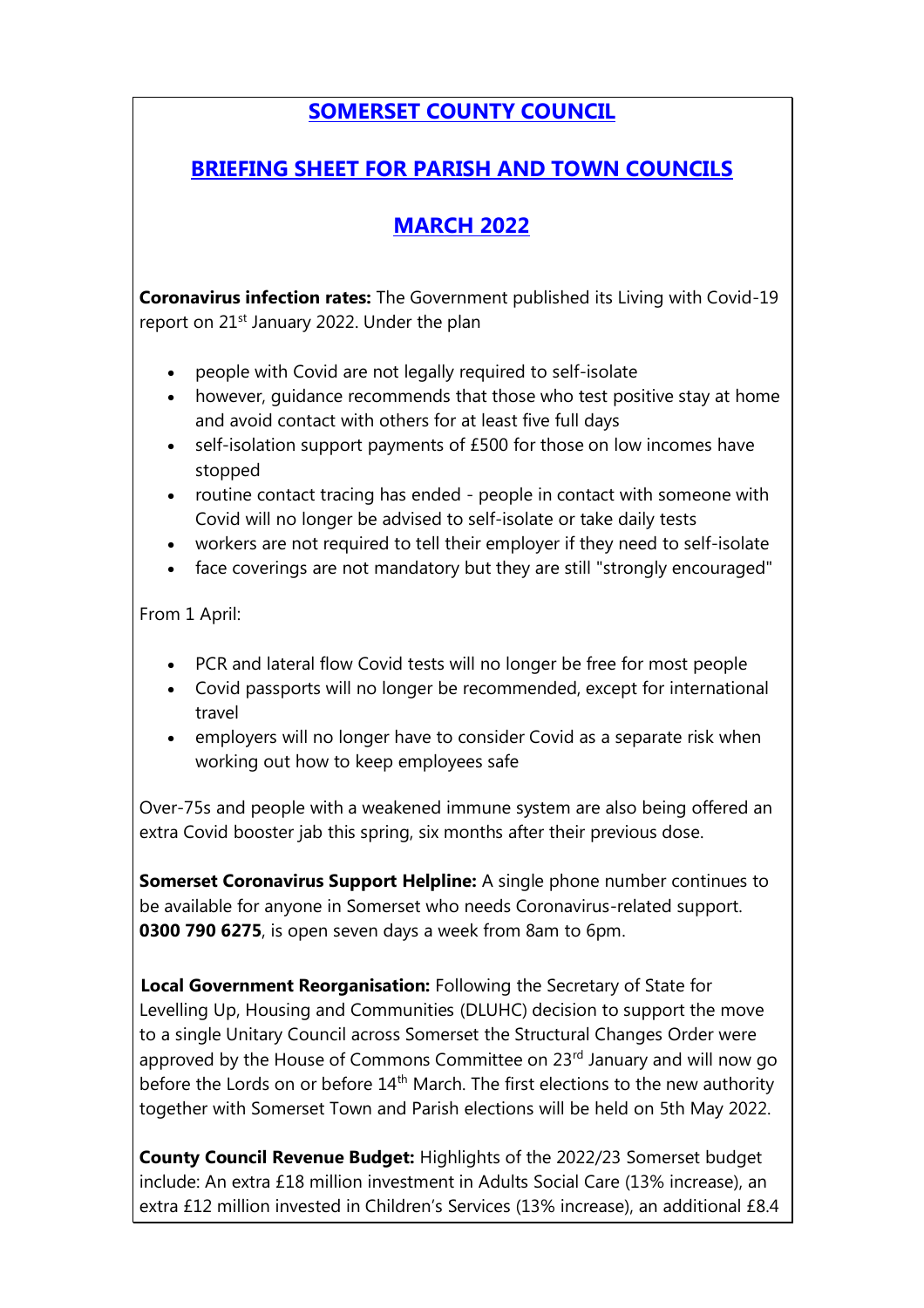# SOMERSET COUNTY COUNCIL

## BRIEFING SHEET FOR PARISH AND TOWN COUNCILS

## MARCH 2022

**Coronavirus infection rates:** The Government published its Living with Covid-19 report on 21st January 2022. Under the plan

- people with Covid are not legally required to self-isolate
- however, guidance recommends that those who test positive stay at home and avoid contact with others for at least five full days
- self-isolation support payments of £500 for those on low incomes have stopped
- routine contact tracing has ended - people in contact with someone with Covid will no longer be advised to self-isolate or take daily tests
- workers are not required to tell their employer if they need to self-isolate
- face coverings are not mandatory but they are still "strongly encouraged"

From 1 April:

- PCR and lateral flow Covid tests will no longer be free for most people
- Covid passports will no longer be recommended, except for international travel
- employers will no longer have to consider Covid as a separate risk when working out how to keep employees safe

Over-75s and people with a weakened immune system are also being offered an extra Covid booster jab this spring, six months after their previous dose.

**Somerset Coronavirus Support Helpline:** A single phone number continues to be available for anyone in Somerset who needs Coronavirus-related support. **0300 790 6275**, is open seven days a week from 8am to 6pm.

**Local Government Reorganisation:** Following the Secretary of State for Levelling Up, Housing and Communities (DLUHC) decision to support the move to a single Unitary Council across Somerset the Structural Changes Order were approved by the House of Commons Committee on 23rd January and will now go before the Lords on or before 14th March. The first elections to the new authority together with Somerset Town and Parish elections will be held on 5th May 2022.

**County Council Revenue Budget:** Highlights of the 2022/23 Somerset budget include: An extra £18 million investment in Adults Social Care (13% increase), an extra £12 million invested in Children's Services (13% increase), an additional £8.4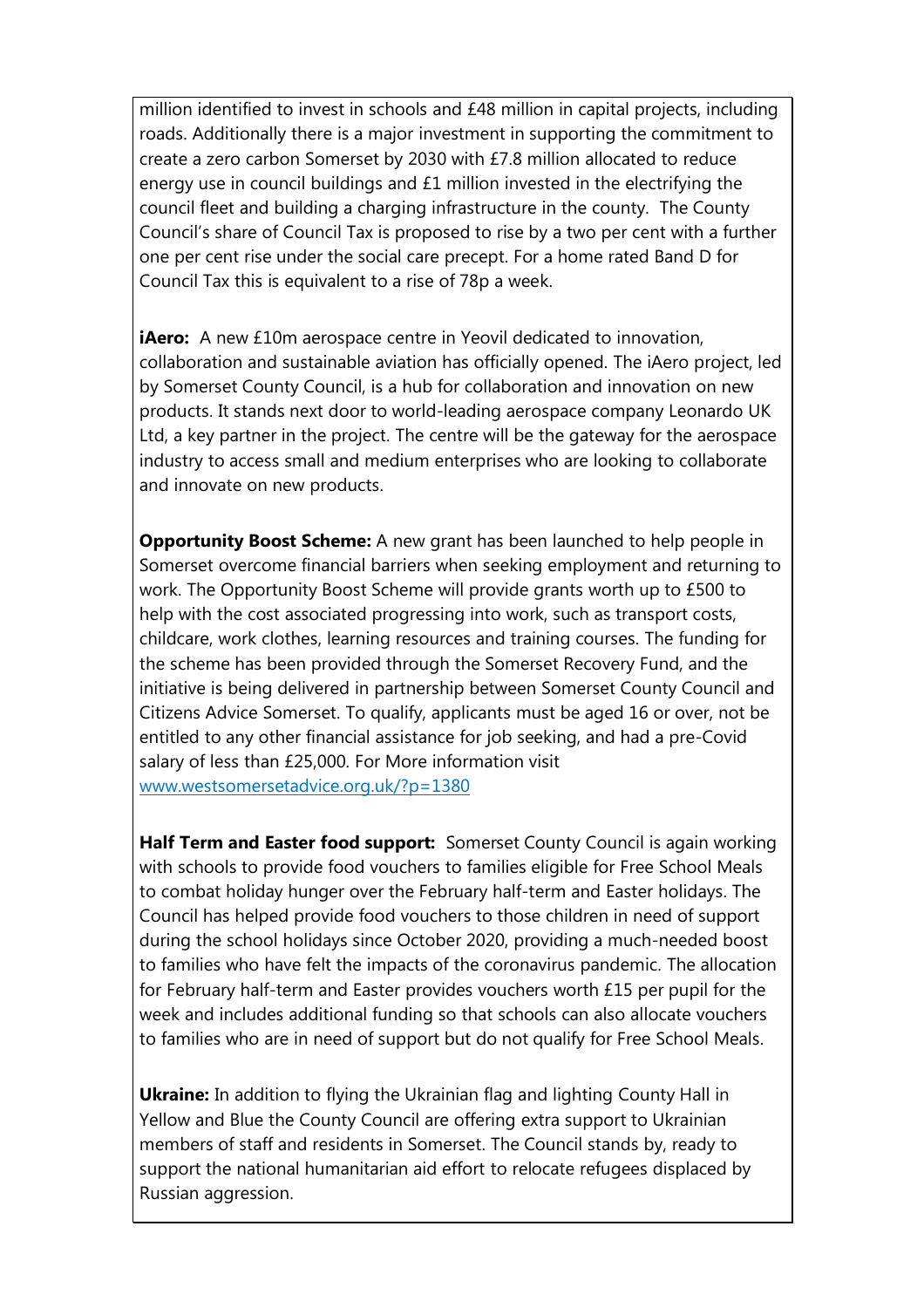million identified to invest in schools and £48 million in capital projects, including roads. Additionally there is a major investment in supporting the commitment to create a zero carbon Somerset by 2030 with £7.8 million allocated to reduce energy use in council buildings and £1 million invested in the electrifying the council fleet and building a charging infrastructure in the county. The County Council's share of Council Tax is proposed to rise by a two per cent with a further one per cent rise under the social care precept. For a home rated Band D for Council Tax this is equivalent to a rise of 78p a week.

**iAero:** A new £10m aerospace centre in Yeovil dedicated to innovation, collaboration and sustainable aviation has officially opened. The iAero project, led by Somerset County Council, is a hub for collaboration and innovation on new products. It stands next door to world-leading aerospace company Leonardo UK Ltd, a key partner in the project. The centre will be the gateway for the aerospace industry to access small and medium enterprises who are looking to collaborate and innovate on new products.

**Opportunity Boost Scheme:** A new grant has been launched to help people in Somerset overcome financial barriers when seeking employment and returning to work. The Opportunity Boost Scheme will provide grants worth up to £500 to help with the cost associated progressing into work, such as transport costs, childcare, work clothes, learning resources and training courses. The funding for the scheme has been provided through the Somerset Recovery Fund, and the initiative is being delivered in partnership between Somerset County Council and Citizens Advice Somerset. To qualify, applicants must be aged 16 or over, not be entitled to any other financial assistance for job seeking, and had a pre-Covid salary of less than £25,000. For More information visit www.westsomersetadvice.org.uk/?p=1380

**Half Term and Easter food support:** Somerset County Council is again working with schools to provide food vouchers to families eligible for Free School Meals to combat holiday hunger over the February half-term and Easter holidays. The Council has helped provide food vouchers to those children in need of support during the school holidays since October 2020, providing a much-needed boost to families who have felt the impacts of the coronavirus pandemic. The allocation for February half-term and Easter provides vouchers worth £15 per pupil for the week and includes additional funding so that schools can also allocate vouchers to families who are in need of support but do not qualify for Free School Meals.

**Ukraine:** In addition to flying the Ukrainian flag and lighting County Hall in Yellow and Blue the County Council are offering extra support to Ukrainian members of staff and residents in Somerset. The Council stands by, ready to support the national humanitarian aid effort to relocate refugees displaced by Russian aggression.